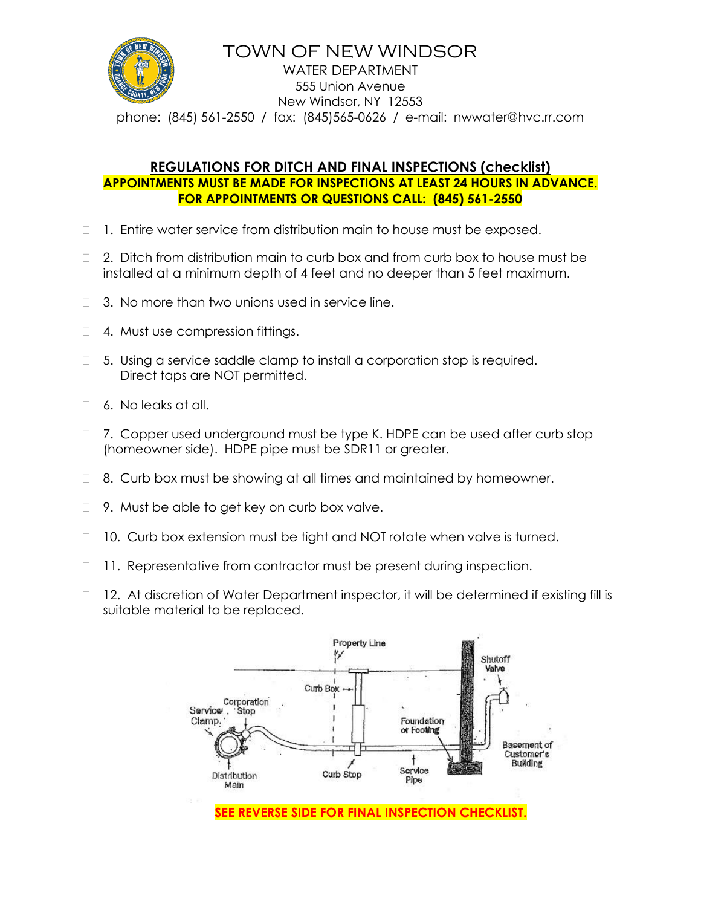# TOWN OF NEW WINDSOR

WATER DEPARTMENT
555 Union Avenue
New Windsor, NY 12553
phone: (845) 561-2550 / fax: (845)565-0626 / e-mail: nwwater@hvc.rr.com

## REGULATIONS FOR DITCH AND FINAL INSPECTIONS (checklist)

**APPOINTMENTS MUST BE MADE FOR INSPECTIONS AT LEAST 24 HOURS IN ADVANCE.**
**FOR APPOINTMENTS OR QUESTIONS CALL: (845) 561-2550**

- ☐ 1. Entire water service from distribution main to house must be exposed.
- ☐ 2. Ditch from distribution main to curb box and from curb box to house must be installed at a minimum depth of 4 feet and no deeper than 5 feet maximum.
- ☐ 3. No more than two unions used in service line.
- ☐ 4. Must use compression fittings.
- ☐ 5. Using a service saddle clamp to install a corporation stop is required. Direct taps are NOT permitted.
- ☐ 6. No leaks at all.
- ☐ 7. Copper used underground must be type K. HDPE can be used after curb stop (homeowner side). HDPE pipe must be SDR11 or greater.
- ☐ 8. Curb box must be showing at all times and maintained by homeowner.
- ☐ 9. Must be able to get key on curb box valve.
- ☐ 10. Curb box extension must be tight and NOT rotate when valve is turned.
- ☐ 11. Representative from contractor must be present during inspection.
- ☐ 12. At discretion of Water Department inspector, it will be determined if existing fill is suitable material to be replaced.

Property Line, Curb Box, Shutoff Valve, Service Clamp, Corporation Stop, Foundation or Footing, Basement of Customer's Building, Distribution Main, Curb Stop, Service Pipe

**SEE REVERSE SIDE FOR FINAL INSPECTION CHECKLIST.**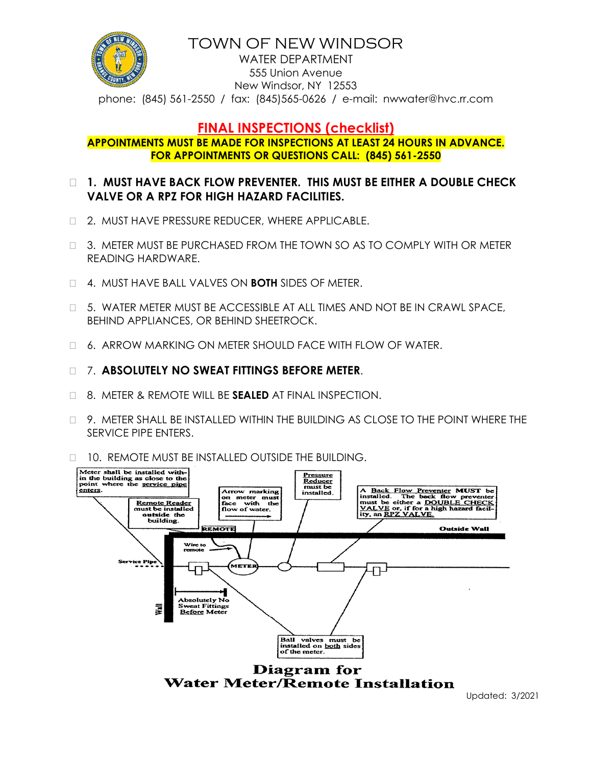# TOWN OF NEW WINDSOR

WATER DEPARTMENT
555 Union Avenue
New Windsor, NY 12553
phone: (845) 561-2550 / fax: (845)565-0626 / e-mail: nwwater@hvc.rr.com

## FINAL INSPECTIONS (checklist)

**APPOINTMENTS MUST BE MADE FOR INSPECTIONS AT LEAST 24 HOURS IN ADVANCE.**
**FOR APPOINTMENTS OR QUESTIONS CALL: (845) 561-2550**

- ☐ **1. MUST HAVE BACK FLOW PREVENTER. THIS MUST BE EITHER A DOUBLE CHECK VALVE OR A RPZ FOR HIGH HAZARD FACILITIES.**
- ☐ 2. MUST HAVE PRESSURE REDUCER, WHERE APPLICABLE.
- ☐ 3. METER MUST BE PURCHASED FROM THE TOWN SO AS TO COMPLY WITH OR METER READING HARDWARE.
- ☐ 4. MUST HAVE BALL VALVES ON **BOTH** SIDES OF METER.
- ☐ 5. WATER METER MUST BE ACCESSIBLE AT ALL TIMES AND NOT BE IN CRAWL SPACE, BEHIND APPLIANCES, OR BEHIND SHEETROCK.
- ☐ 6. ARROW MARKING ON METER SHOULD FACE WITH FLOW OF WATER.
- ☐ 7. **ABSOLUTELY NO SWEAT FITTINGS BEFORE METER**.
- ☐ 8. METER & REMOTE WILL BE **SEALED** AT FINAL INSPECTION.
- ☐ 9. METER SHALL BE INSTALLED WITHIN THE BUILDING AS CLOSE TO THE POINT WHERE THE SERVICE PIPE ENTERS.
- ☐ 10. REMOTE MUST BE INSTALLED OUTSIDE THE BUILDING.

Meter shall be installed within the building as close to the point where the service pipe enters.

Remote Reader must be installed outside the building.

Arrow marking on meter must face with the flow of water.

Pressure Reducer must be installed.

A Back Flow Preventer MUST be installed. The back flow preventer must be either a DOUBLE CHECK VALVE or, if for a high hazard facility, an RPZ VALVE.

REMOTE

Outside Wall

Wire to remote

Service Pipe

METER

Wall

Absolutely No Sweat Fittings Before Meter

Ball valves must be installed on both sides of the meter.

**Diagram for Water Meter/Remote Installation**

Updated: 3/2021